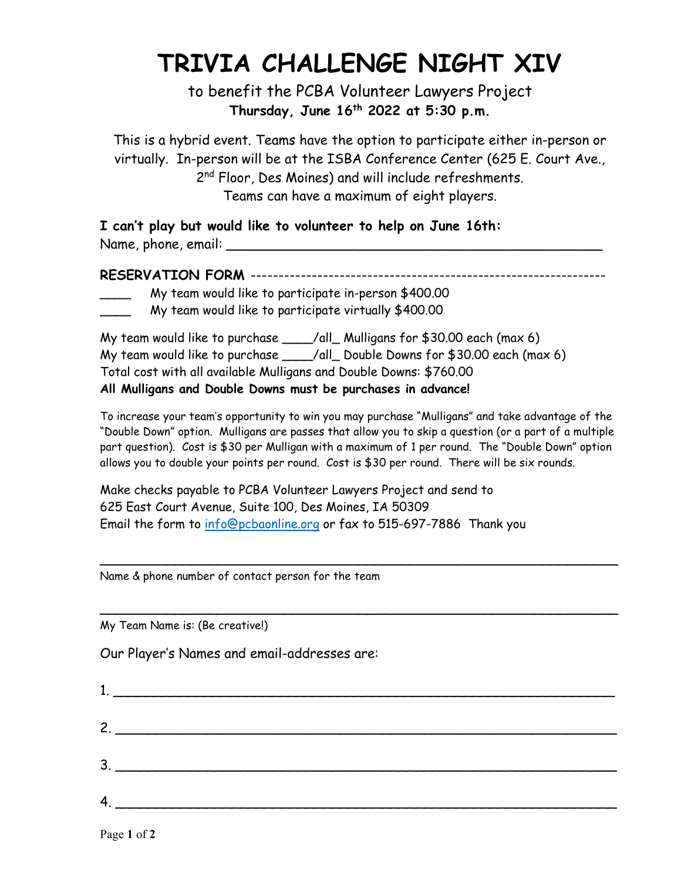# TRIVIA CHALLENGE NIGHT XIV

to benefit the PCBA Volunteer Lawyers Project

**Thursday, June 16th 2022 at 5:30 p.m.**

This is a hybrid event. Teams have the option to participate either in-person or virtually. In-person will be at the ISBA Conference Center (625 E. Court Ave., 2nd Floor, Des Moines) and will include refreshments. Teams can have a maximum of eight players.

**I can't play but would like to volunteer to help on June 16th:**

Name, phone, email: ______________________________________________

**RESERVATION FORM** ---------------------------------------------------------------

____ My team would like to participate in-person $400.00

____ My team would like to participate virtually $400.00

My team would like to purchase ____/all_ Mulligans for $30.00 each (max 6)

My team would like to purchase ____/all_ Double Downs for $30.00 each (max 6)

Total cost with all available Mulligans and Double Downs: $760.00

**All Mulligans and Double Downs must be purchases in advance!**

To increase your team's opportunity to win you may purchase "Mulligans" and take advantage of the "Double Down" option. Mulligans are passes that allow you to skip a question (or a part of a multiple part question). Cost is $30 per Mulligan with a maximum of 1 per round. The "Double Down" option allows you to double your points per round. Cost is $30 per round. There will be six rounds.

Make checks payable to PCBA Volunteer Lawyers Project and send to
625 East Court Avenue, Suite 100, Des Moines, IA 50309
Email the form to info@pcbaonline.org or fax to 515-697-7886 Thank you

_______________________________________________________________

Name & phone number of contact person for the team

_______________________________________________________________

My Team Name is: (Be creative!)

Our Player's Names and email-addresses are:

1. _____________________________________________________________

2. _____________________________________________________________

3. _____________________________________________________________

4. _____________________________________________________________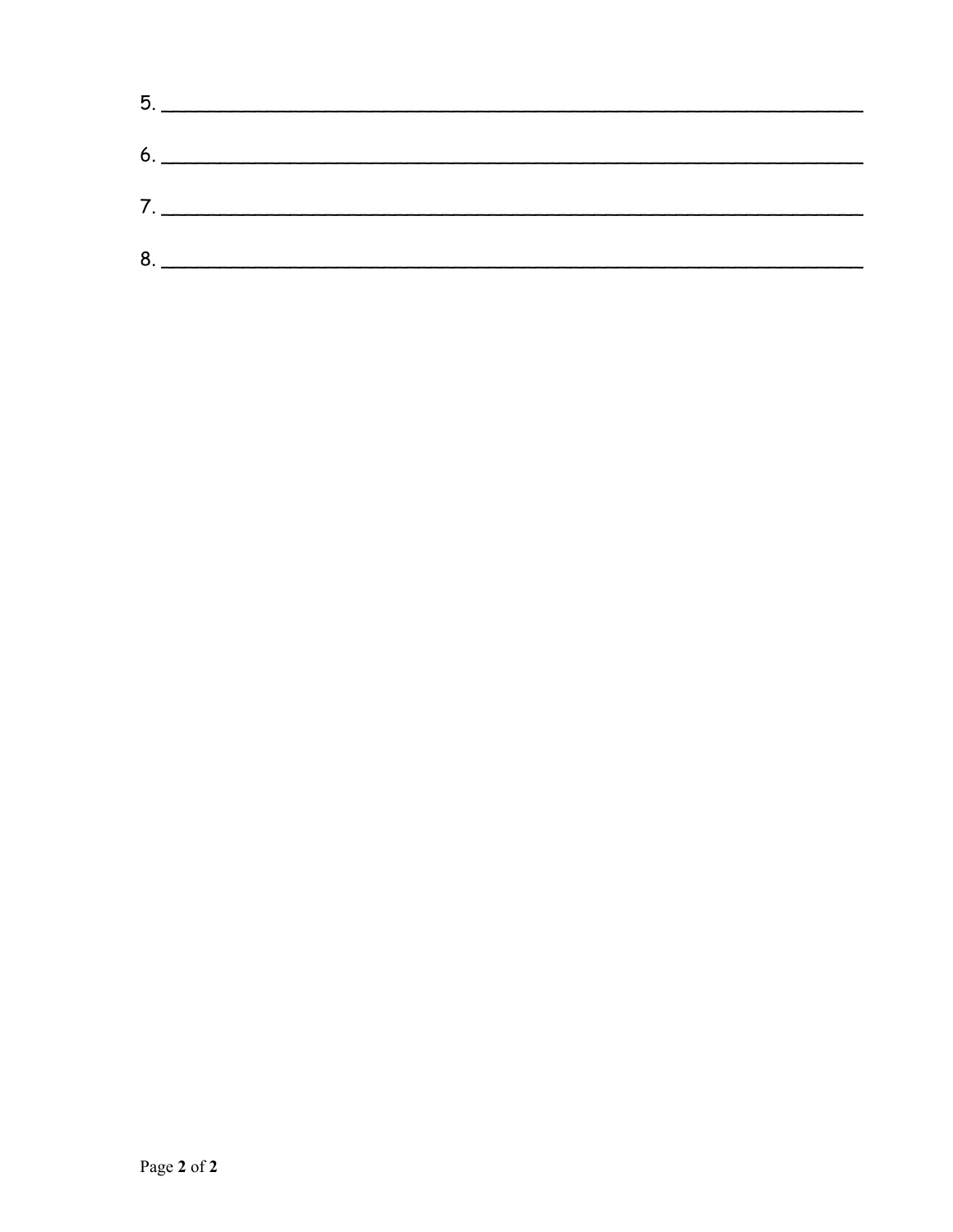5. ____________________________________________________________

6. ____________________________________________________________

7. ____________________________________________________________

8. ____________________________________________________________